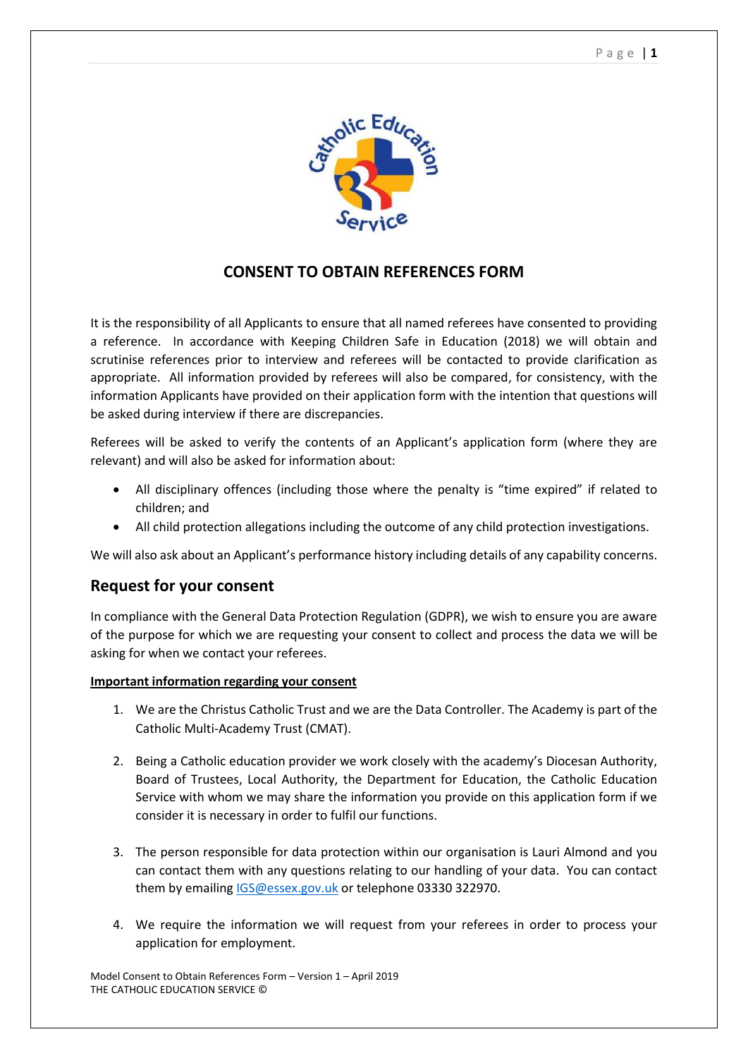# CONSENT TO OBTAIN REFERENCES FORM

It is the responsibility of all Applicants to ensure that all named referees have consented to providing a reference. In accordance with Keeping Children Safe in Education (2018) we will obtain and scrutinise references prior to interview and referees will be contacted to provide clarification as appropriate. All information provided by referees will also be compared, for consistency, with the information Applicants have provided on their application form with the intention that questions will be asked during interview if there are discrepancies.

Referees will be asked to verify the contents of an Applicant's application form (where they are relevant) and will also be asked for information about:

- All disciplinary offences (including those where the penalty is "time expired" if related to children; and
- All child protection allegations including the outcome of any child protection investigations.

We will also ask about an Applicant's performance history including details of any capability concerns.

## Request for your consent

In compliance with the General Data Protection Regulation (GDPR), we wish to ensure you are aware of the purpose for which we are requesting your consent to collect and process the data we will be asking for when we contact your referees.

**Important information regarding your consent**

1. We are the Christus Catholic Trust and we are the Data Controller. The Academy is part of the Catholic Multi-Academy Trust (CMAT).

2. Being a Catholic education provider we work closely with the academy's Diocesan Authority, Board of Trustees, Local Authority, the Department for Education, the Catholic Education Service with whom we may share the information you provide on this application form if we consider it is necessary in order to fulfil our functions.

3. The person responsible for data protection within our organisation is Lauri Almond and you can contact them with any questions relating to our handling of your data. You can contact them by emailing IGS@essex.gov.uk or telephone 03330 322970.

4. We require the information we will request from your referees in order to process your application for employment.

Model Consent to Obtain References Form – Version 1 – April 2019
THE CATHOLIC EDUCATION SERVICE ©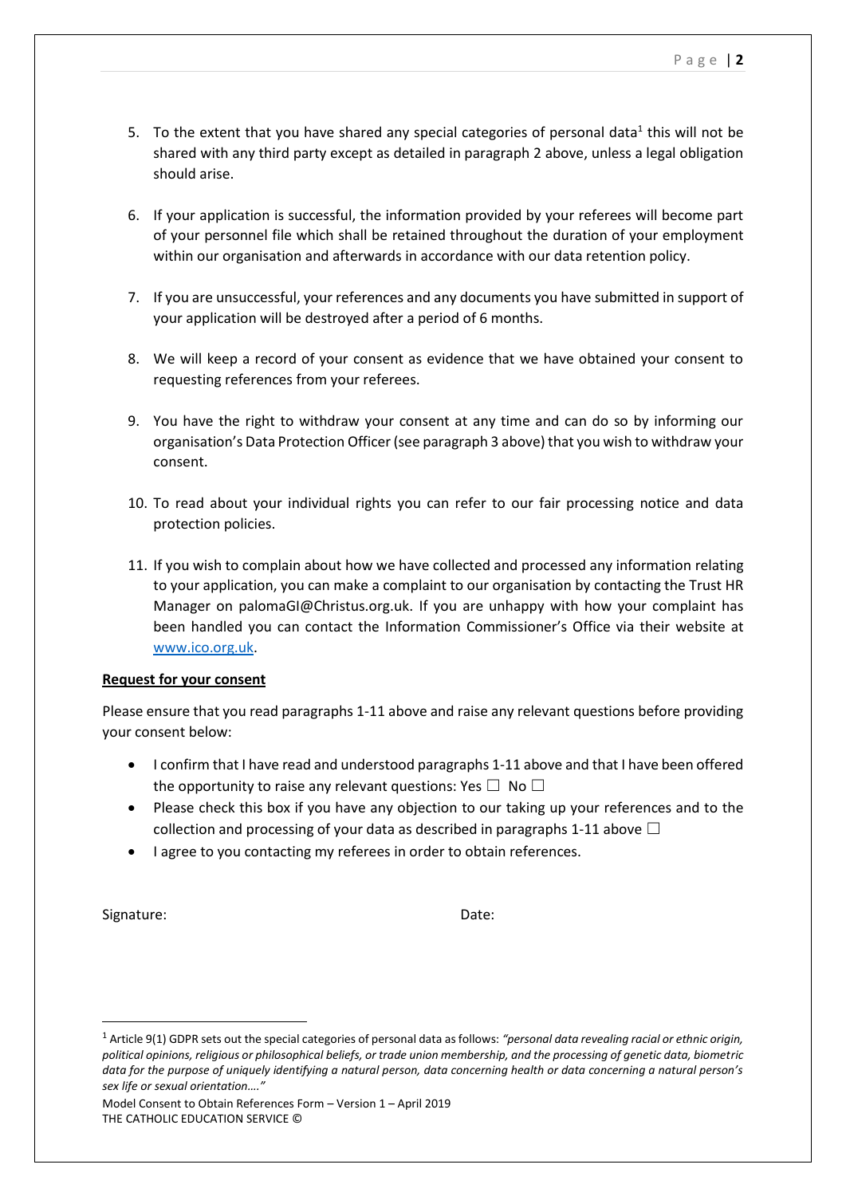5. To the extent that you have shared any special categories of personal data[1] this will not be shared with any third party except as detailed in paragraph 2 above, unless a legal obligation should arise.

6. If your application is successful, the information provided by your referees will become part of your personnel file which shall be retained throughout the duration of your employment within our organisation and afterwards in accordance with our data retention policy.

7. If you are unsuccessful, your references and any documents you have submitted in support of your application will be destroyed after a period of 6 months.

8. We will keep a record of your consent as evidence that we have obtained your consent to requesting references from your referees.

9. You have the right to withdraw your consent at any time and can do so by informing our organisation's Data Protection Officer (see paragraph 3 above) that you wish to withdraw your consent.

10. To read about your individual rights you can refer to our fair processing notice and data protection policies.

11. If you wish to complain about how we have collected and processed any information relating to your application, you can make a complaint to our organisation by contacting the Trust HR Manager on palomaGI@Christus.org.uk. If you are unhappy with how your complaint has been handled you can contact the Information Commissioner's Office via their website at [www.ico.org.uk](http://www.ico.org.uk).

**Request for your consent**

Please ensure that you read paragraphs 1-11 above and raise any relevant questions before providing your consent below:

- I confirm that I have read and understood paragraphs 1-11 above and that I have been offered the opportunity to raise any relevant questions: Yes ☐ No ☐
- Please check this box if you have any objection to our taking up your references and to the collection and processing of your data as described in paragraphs 1-11 above ☐
- I agree to you contacting my referees in order to obtain references.

Signature: Date:

[1] Article 9(1) GDPR sets out the special categories of personal data as follows: *"personal data revealing racial or ethnic origin, political opinions, religious or philosophical beliefs, or trade union membership, and the processing of genetic data, biometric data for the purpose of uniquely identifying a natural person, data concerning health or data concerning a natural person's sex life or sexual orientation…."*

Model Consent to Obtain References Form – Version 1 – April 2019
THE CATHOLIC EDUCATION SERVICE ©